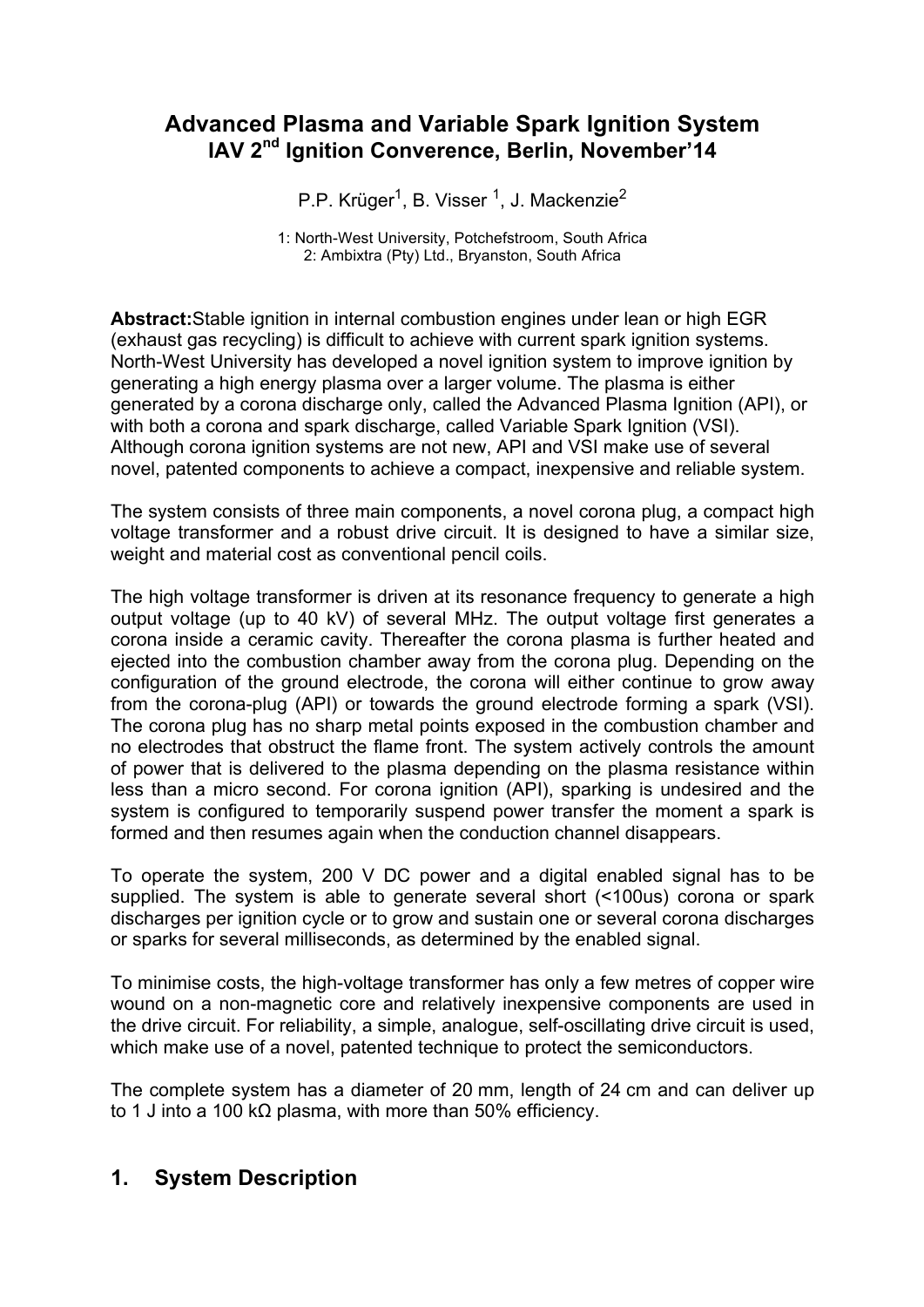# Advanced Plasma and Variable Spark Ignition System
## IAV 2nd Ignition Converence, Berlin, November'14

P.P. Krüger[1], B. Visser [1], J. Mackenzie[2]

1: North-West University, Potchefstroom, South Africa
2: Ambixtra (Pty) Ltd., Bryanston, South Africa

**Abstract:** Stable ignition in internal combustion engines under lean or high EGR (exhaust gas recycling) is difficult to achieve with current spark ignition systems. North-West University has developed a novel ignition system to improve ignition by generating a high energy plasma over a larger volume. The plasma is either generated by a corona discharge only, called the Advanced Plasma Ignition (API), or with both a corona and spark discharge, called Variable Spark Ignition (VSI). Although corona ignition systems are not new, API and VSI make use of several novel, patented components to achieve a compact, inexpensive and reliable system.

The system consists of three main components, a novel corona plug, a compact high voltage transformer and a robust drive circuit. It is designed to have a similar size, weight and material cost as conventional pencil coils.

The high voltage transformer is driven at its resonance frequency to generate a high output voltage (up to 40 kV) of several MHz. The output voltage first generates a corona inside a ceramic cavity. Thereafter the corona plasma is further heated and ejected into the combustion chamber away from the corona plug. Depending on the configuration of the ground electrode, the corona will either continue to grow away from the corona-plug (API) or towards the ground electrode forming a spark (VSI). The corona plug has no sharp metal points exposed in the combustion chamber and no electrodes that obstruct the flame front. The system actively controls the amount of power that is delivered to the plasma depending on the plasma resistance within less than a micro second. For corona ignition (API), sparking is undesired and the system is configured to temporarily suspend power transfer the moment a spark is formed and then resumes again when the conduction channel disappears.

To operate the system, 200 V DC power and a digital enabled signal has to be supplied. The system is able to generate several short (<100us) corona or spark discharges per ignition cycle or to grow and sustain one or several corona discharges or sparks for several milliseconds, as determined by the enabled signal.

To minimise costs, the high-voltage transformer has only a few metres of copper wire wound on a non-magnetic core and relatively inexpensive components are used in the drive circuit. For reliability, a simple, analogue, self-oscillating drive circuit is used, which make use of a novel, patented technique to protect the semiconductors.

The complete system has a diameter of 20 mm, length of 24 cm and can deliver up to 1 J into a 100 kΩ plasma, with more than 50% efficiency.

## 1. System Description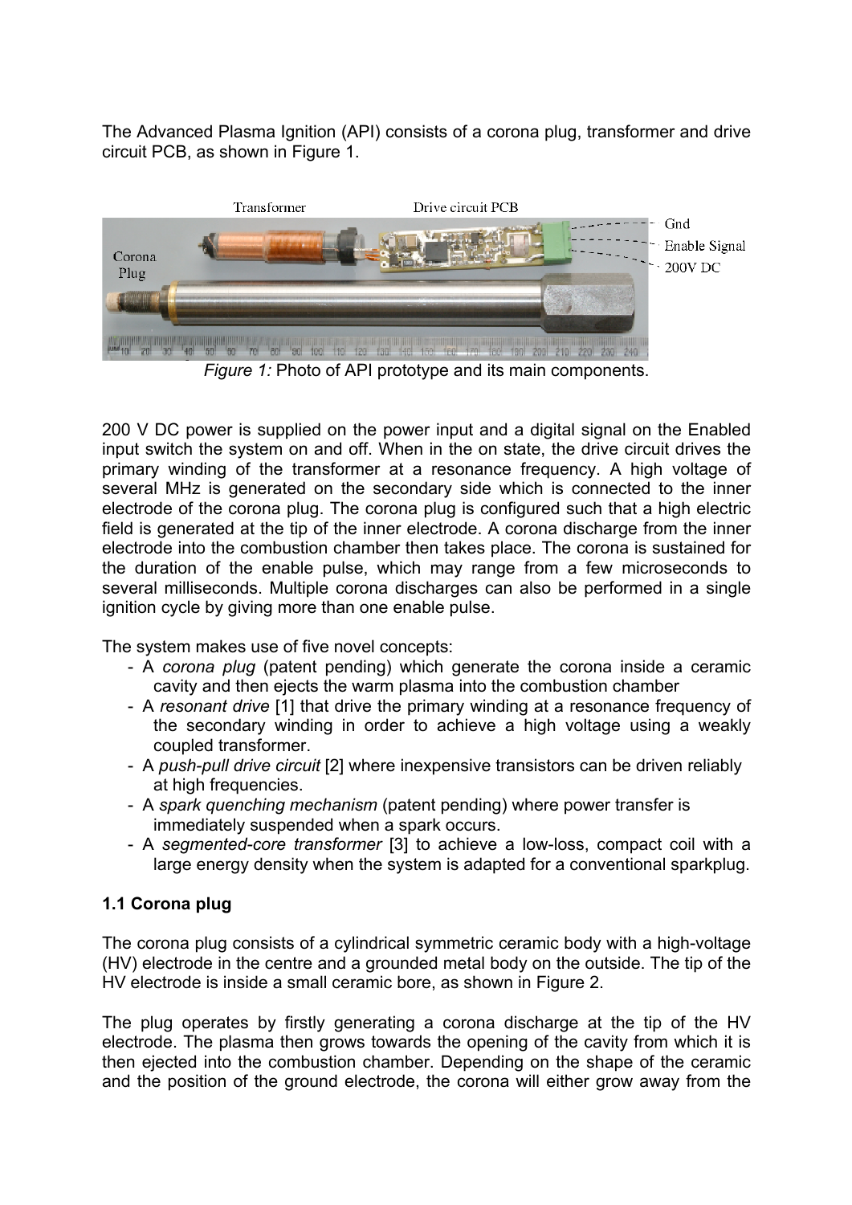The Advanced Plasma Ignition (API) consists of a corona plug, transformer and drive circuit PCB, as shown in Figure 1.

*Figure 1:* Photo of API prototype and its main components.

200 V DC power is supplied on the power input and a digital signal on the Enabled input switch the system on and off. When in the on state, the drive circuit drives the primary winding of the transformer at a resonance frequency. A high voltage of several MHz is generated on the secondary side which is connected to the inner electrode of the corona plug. The corona plug is configured such that a high electric field is generated at the tip of the inner electrode. A corona discharge from the inner electrode into the combustion chamber then takes place. The corona is sustained for the duration of the enable pulse, which may range from a few microseconds to several milliseconds. Multiple corona discharges can also be performed in a single ignition cycle by giving more than one enable pulse.

The system makes use of five novel concepts:

- A *corona plug* (patent pending) which generate the corona inside a ceramic cavity and then ejects the warm plasma into the combustion chamber
- A *resonant drive* [1] that drive the primary winding at a resonance frequency of the secondary winding in order to achieve a high voltage using a weakly coupled transformer.
- A *push-pull drive circuit* [2] where inexpensive transistors can be driven reliably at high frequencies.
- A *spark quenching mechanism* (patent pending) where power transfer is immediately suspended when a spark occurs.
- A *segmented-core transformer* [3] to achieve a low-loss, compact coil with a large energy density when the system is adapted for a conventional sparkplug.

### 1.1 Corona plug

The corona plug consists of a cylindrical symmetric ceramic body with a high-voltage (HV) electrode in the centre and a grounded metal body on the outside. The tip of the HV electrode is inside a small ceramic bore, as shown in Figure 2.

The plug operates by firstly generating a corona discharge at the tip of the HV electrode. The plasma then grows towards the opening of the cavity from which it is then ejected into the combustion chamber. Depending on the shape of the ceramic and the position of the ground electrode, the corona will either grow away from the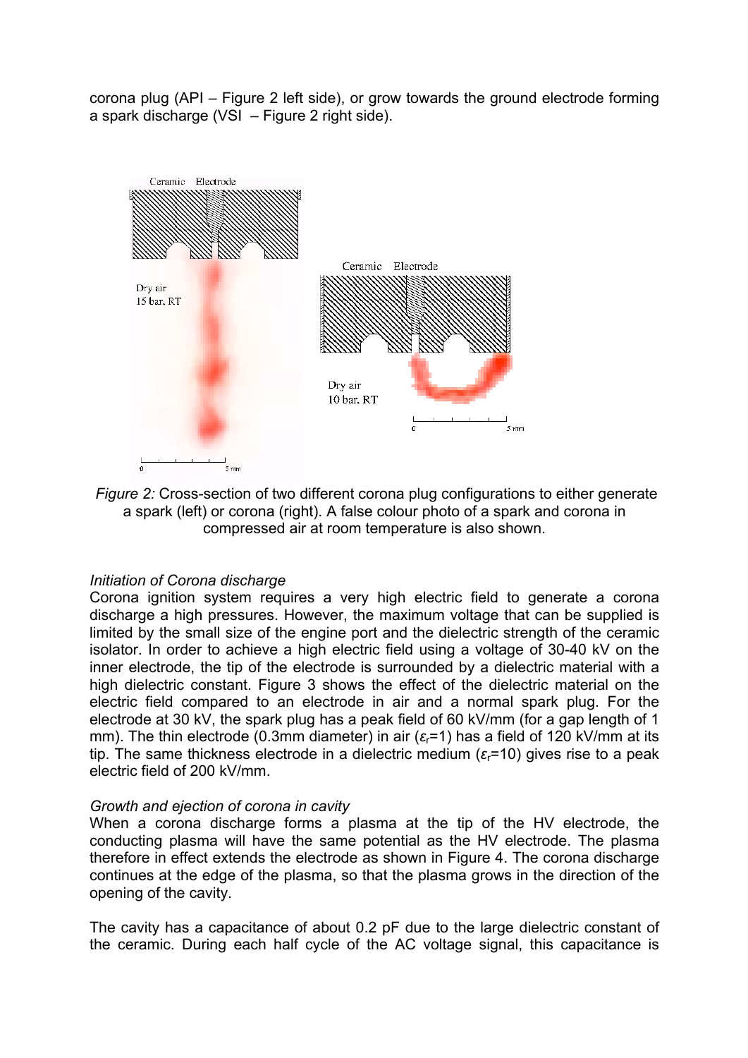corona plug (API – Figure 2 left side), or grow towards the ground electrode forming a spark discharge (VSI – Figure 2 right side).

*Figure 2:* Cross-section of two different corona plug configurations to either generate a spark (left) or corona (right). A false colour photo of a spark and corona in compressed air at room temperature is also shown.

*Initiation of Corona discharge*

Corona ignition system requires a very high electric field to generate a corona discharge a high pressures. However, the maximum voltage that can be supplied is limited by the small size of the engine port and the dielectric strength of the ceramic isolator. In order to achieve a high electric field using a voltage of 30-40 kV on the inner electrode, the tip of the electrode is surrounded by a dielectric material with a high dielectric constant. Figure 3 shows the effect of the dielectric material on the electric field compared to an electrode in air and a normal spark plug. For the electrode at 30 kV, the spark plug has a peak field of 60 kV/mm (for a gap length of 1 mm). The thin electrode (0.3mm diameter) in air ($\varepsilon_r$=1) has a field of 120 kV/mm at its tip. The same thickness electrode in a dielectric medium ($\varepsilon_r$=10) gives rise to a peak electric field of 200 kV/mm.

*Growth and ejection of corona in cavity*

When a corona discharge forms a plasma at the tip of the HV electrode, the conducting plasma will have the same potential as the HV electrode. The plasma therefore in effect extends the electrode as shown in Figure 4. The corona discharge continues at the edge of the plasma, so that the plasma grows in the direction of the opening of the cavity.

The cavity has a capacitance of about 0.2 pF due to the large dielectric constant of the ceramic. During each half cycle of the AC voltage signal, this capacitance is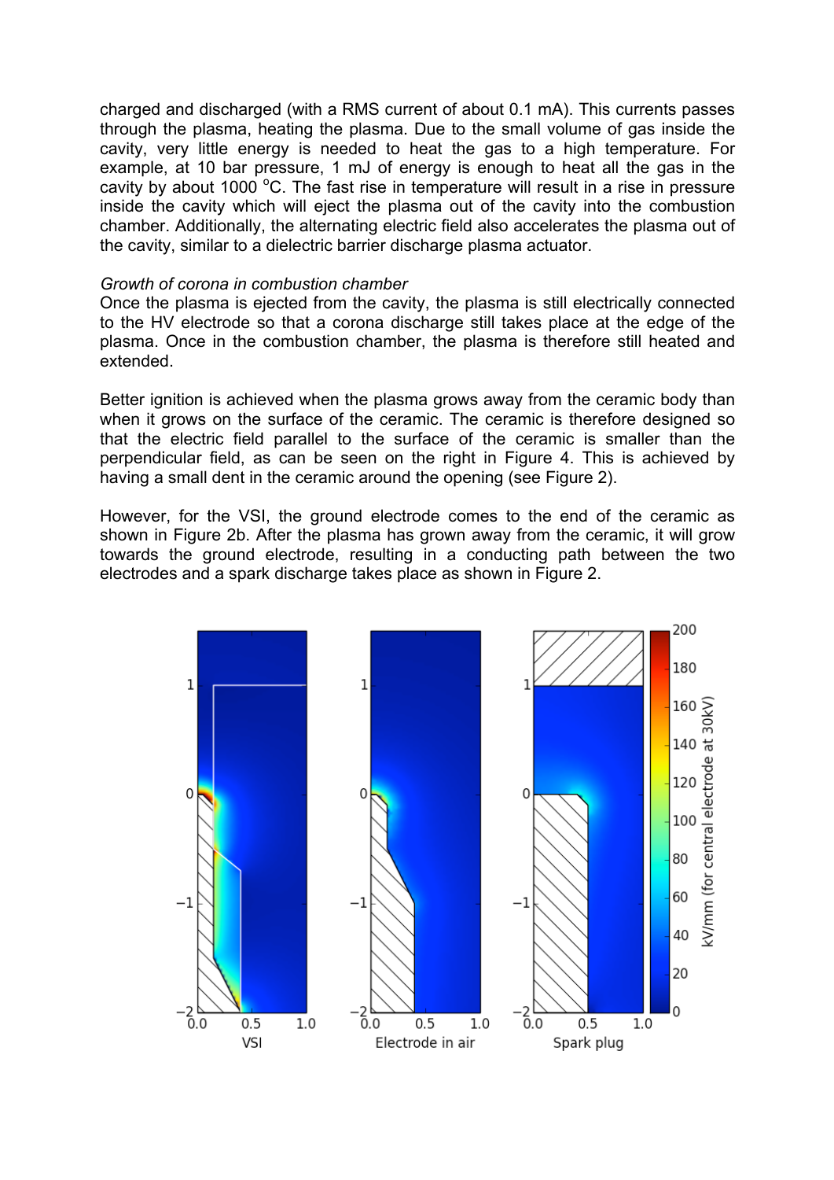charged and discharged (with a RMS current of about 0.1 mA). This currents passes through the plasma, heating the plasma. Due to the small volume of gas inside the cavity, very little energy is needed to heat the gas to a high temperature. For example, at 10 bar pressure, 1 mJ of energy is enough to heat all the gas in the cavity by about 1000 $^{o}$C. The fast rise in temperature will result in a rise in pressure inside the cavity which will eject the plasma out of the cavity into the combustion chamber. Additionally, the alternating electric field also accelerates the plasma out of the cavity, similar to a dielectric barrier discharge plasma actuator.

*Growth of corona in combustion chamber*

Once the plasma is ejected from the cavity, the plasma is still electrically connected to the HV electrode so that a corona discharge still takes place at the edge of the plasma. Once in the combustion chamber, the plasma is therefore still heated and extended.

Better ignition is achieved when the plasma grows away from the ceramic body than when it grows on the surface of the ceramic. The ceramic is therefore designed so that the electric field parallel to the surface of the ceramic is smaller than the perpendicular field, as can be seen on the right in Figure 4. This is achieved by having a small dent in the ceramic around the opening (see Figure 2).

However, for the VSI, the ground electrode comes to the end of the ceramic as shown in Figure 2b. After the plasma has grown away from the ceramic, it will grow towards the ground electrode, resulting in a conducting path between the two electrodes and a spark discharge takes place as shown in Figure 2.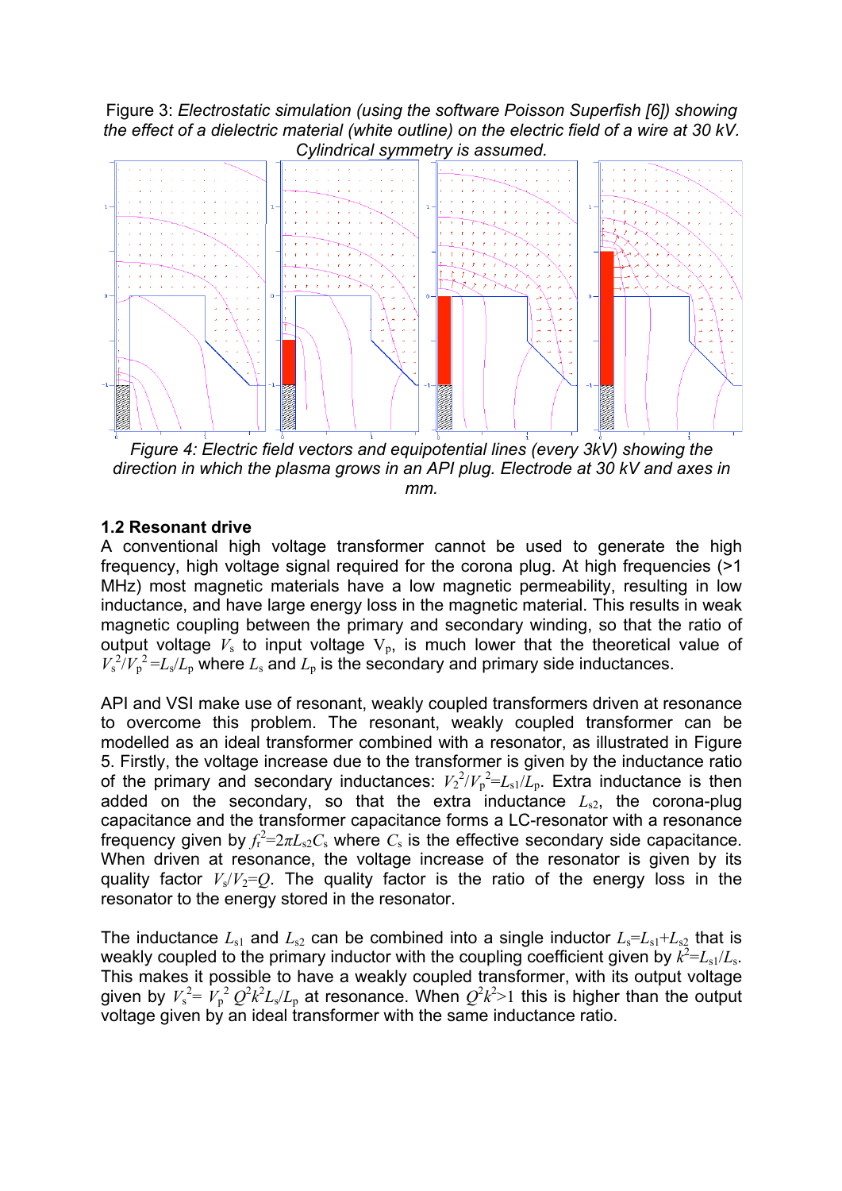Figure 3: *Electrostatic simulation (using the software Poisson Superfish [6]) showing the effect of a dielectric material (white outline) on the electric field of a wire at 30 kV. Cylindrical symmetry is assumed.*

*Figure 4: Electric field vectors and equipotential lines (every 3kV) showing the direction in which the plasma grows in an API plug. Electrode at 30 kV and axes in mm.*

### 1.2 Resonant drive

A conventional high voltage transformer cannot be used to generate the high frequency, high voltage signal required for the corona plug. At high frequencies (>1 MHz) most magnetic materials have a low magnetic permeability, resulting in low inductance, and have large energy loss in the magnetic material. This results in weak magnetic coupling between the primary and secondary winding, so that the ratio of output voltage $V_s$ to input voltage $V_p$, is much lower that the theoretical value of $V_s^2/V_p^2=L_s/L_p$ where $L_s$ and $L_p$ is the secondary and primary side inductances.

API and VSI make use of resonant, weakly coupled transformers driven at resonance to overcome this problem. The resonant, weakly coupled transformer can be modelled as an ideal transformer combined with a resonator, as illustrated in Figure 5. Firstly, the voltage increase due to the transformer is given by the inductance ratio of the primary and secondary inductances: $V_2^2/V_p^2=L_{s1}/L_p$. Extra inductance is then added on the secondary, so that the extra inductance $L_{s2}$, the corona-plug capacitance and the transformer capacitance forms a LC-resonator with a resonance frequency given by $f_r^2=2\pi L_{s2}C_s$ where $C_s$ is the effective secondary side capacitance. When driven at resonance, the voltage increase of the resonator is given by its quality factor $V_s/V_2=Q$. The quality factor is the ratio of the energy loss in the resonator to the energy stored in the resonator.

The inductance $L_{s1}$ and $L_{s2}$ can be combined into a single inductor $L_s=L_{s1}+L_{s2}$ that is weakly coupled to the primary inductor with the coupling coefficient given by $k^2=L_{s1}/L_s$. This makes it possible to have a weakly coupled transformer, with its output voltage given by $V_s^2= V_p^2\, Q^2k^2L_s/L_p$ at resonance. When $Q^2k^2>1$ this is higher than the output voltage given by an ideal transformer with the same inductance ratio.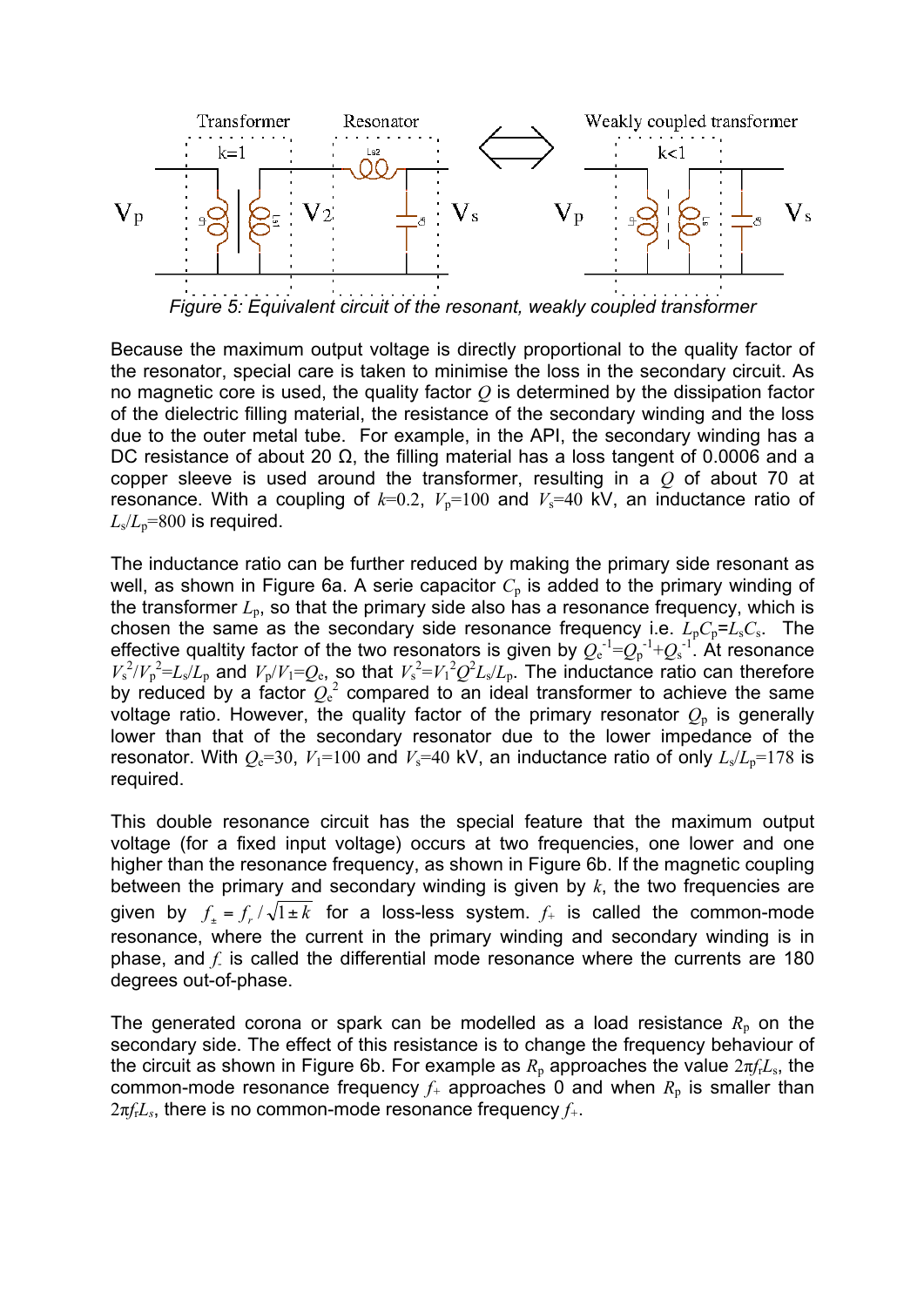Figure 5: Equivalent circuit of the resonant, weakly coupled transformer

Because the maximum output voltage is directly proportional to the quality factor of the resonator, special care is taken to minimise the loss in the secondary circuit. As no magnetic core is used, the quality factor $Q$ is determined by the dissipation factor of the dielectric filling material, the resistance of the secondary winding and the loss due to the outer metal tube. For example, in the API, the secondary winding has a DC resistance of about 20 Ω, the filling material has a loss tangent of 0.0006 and a copper sleeve is used around the transformer, resulting in a $Q$ of about 70 at resonance. With a coupling of $k$=0.2, $V_p$=100 and $V_s$=40 kV, an inductance ratio of $L_s/L_p$=800 is required.

The inductance ratio can be further reduced by making the primary side resonant as well, as shown in Figure 6a. A serie capacitor $C_p$ is added to the primary winding of the transformer $L_p$, so that the primary side also has a resonance frequency, which is chosen the same as the secondary side resonance frequency i.e. $L_pC_p$=$L_sC_s$. The effective qualtity factor of the two resonators is given by $Q_e^{-1}$=$Q_p^{-1}$+$Q_s^{-1}$. At resonance $V_s^2/V_p^2$=$L_s/L_p$ and $V_p/V_1$=$Q_e$, so that $V_s^2$=$V_1^2Q^2L_s/L_p$. The inductance ratio can therefore by reduced by a factor $Q_e^2$ compared to an ideal transformer to achieve the same voltage ratio. However, the quality factor of the primary resonator $Q_p$ is generally lower than that of the secondary resonator due to the lower impedance of the resonator. With $Q_e$=30, $V_1$=100 and $V_s$=40 kV, an inductance ratio of only $L_s/L_p$=178 is required.

This double resonance circuit has the special feature that the maximum output voltage (for a fixed input voltage) occurs at two frequencies, one lower and one higher than the resonance frequency, as shown in Figure 6b. If the magnetic coupling between the primary and secondary winding is given by $k$, the two frequencies are given by $f_{\pm} = f_r / \sqrt{1 \pm k}$ for a loss-less system. $f_+$ is called the common-mode resonance, where the current in the primary winding and secondary winding is in phase, and $f_-$ is called the differential mode resonance where the currents are 180 degrees out-of-phase.

The generated corona or spark can be modelled as a load resistance $R_p$ on the secondary side. The effect of this resistance is to change the frequency behaviour of the circuit as shown in Figure 6b. For example as $R_p$ approaches the value $2\pi f_r L_s$, the common-mode resonance frequency $f_+$ approaches 0 and when $R_p$ is smaller than $2\pi f_r L_s$, there is no common-mode resonance frequency $f_+$.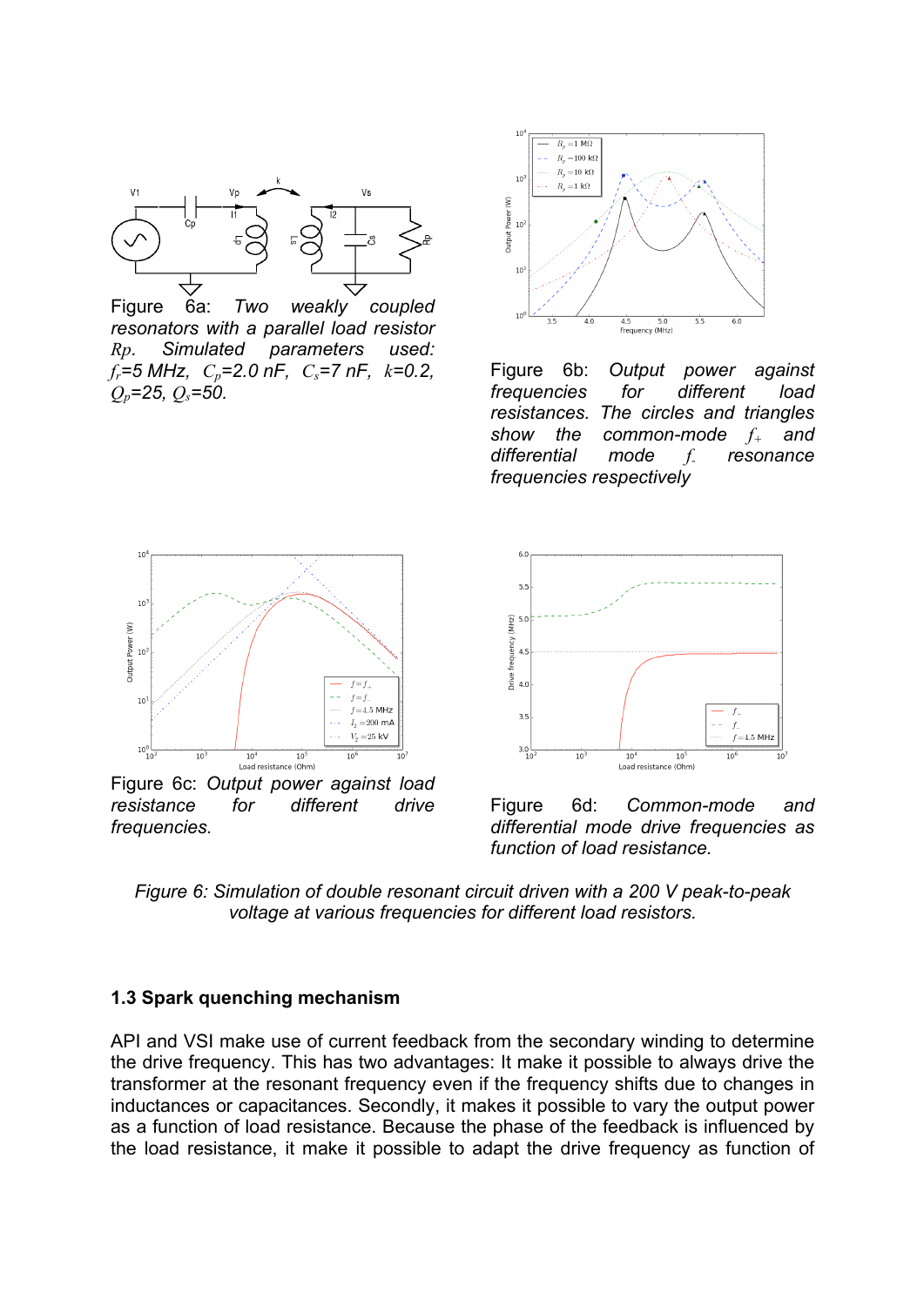Figure 6a: *Two weakly coupled resonators with a parallel load resistor* $Rp$. *Simulated parameters used:* $f_r$*=5 MHz,* $C_p$*=2.0 nF,* $C_s$*=7 nF,* $k$*=0.2,* $Q_p$*=25,* $Q_s$*=50.*

Figure 6b: *Output power against frequencies for different load resistances. The circles and triangles show the common-mode* $f_+$ *and differential mode* $f_-$ *resonance frequencies respectively*

Figure 6c: *Output power against load resistance for different drive frequencies.*

Figure 6d: *Common-mode and differential mode drive frequencies as function of load resistance.*

*Figure 6: Simulation of double resonant circuit driven with a 200 V peak-to-peak voltage at various frequencies for different load resistors.*

### 1.3 Spark quenching mechanism

API and VSI make use of current feedback from the secondary winding to determine the drive frequency. This has two advantages: It make it possible to always drive the transformer at the resonant frequency even if the frequency shifts due to changes in inductances or capacitances. Secondly, it makes it possible to vary the output power as a function of load resistance. Because the phase of the feedback is influenced by the load resistance, it make it possible to adapt the drive frequency as function of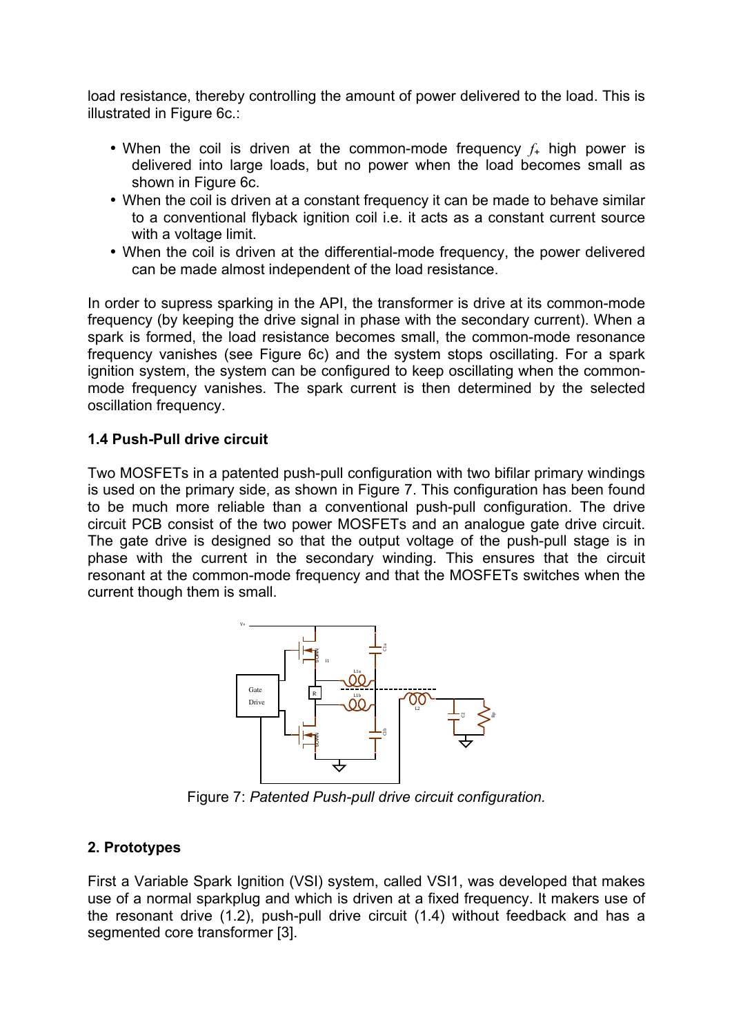load resistance, thereby controlling the amount of power delivered to the load. This is illustrated in Figure 6c.:

- When the coil is driven at the common-mode frequency $f_+$ high power is delivered into large loads, but no power when the load becomes small as shown in Figure 6c.
- When the coil is driven at a constant frequency it can be made to behave similar to a conventional flyback ignition coil i.e. it acts as a constant current source with a voltage limit.
- When the coil is driven at the differential-mode frequency, the power delivered can be made almost independent of the load resistance.

In order to supress sparking in the API, the transformer is drive at its common-mode frequency (by keeping the drive signal in phase with the secondary current). When a spark is formed, the load resistance becomes small, the common-mode resonance frequency vanishes (see Figure 6c) and the system stops oscillating. For a spark ignition system, the system can be configured to keep oscillating when the common-mode frequency vanishes. The spark current is then determined by the selected oscillation frequency.

### 1.4 Push-Pull drive circuit

Two MOSFETs in a patented push-pull configuration with two bifilar primary windings is used on the primary side, as shown in Figure 7. This configuration has been found to be much more reliable than a conventional push-pull configuration. The drive circuit PCB consist of the two power MOSFETs and an analogue gate drive circuit. The gate drive is designed so that the output voltage of the push-pull stage is in phase with the current in the secondary winding. This ensures that the circuit resonant at the common-mode frequency and that the MOSFETs switches when the current though them is small.

Figure 7: *Patented Push-pull drive circuit configuration.*

## 2. Prototypes

First a Variable Spark Ignition (VSI) system, called VSI1, was developed that makes use of a normal sparkplug and which is driven at a fixed frequency. It makers use of the resonant drive (1.2), push-pull drive circuit (1.4) without feedback and has a segmented core transformer [3].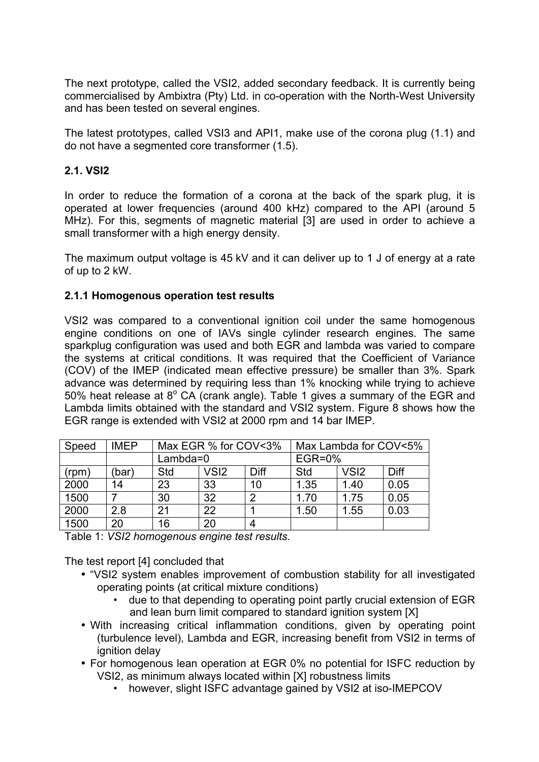The next prototype, called the VSI2, added secondary feedback. It is currently being commercialised by Ambixtra (Pty) Ltd. in co-operation with the North-West University and has been tested on several engines.

The latest prototypes, called VSI3 and API1, make use of the corona plug (1.1) and do not have a segmented core transformer (1.5).

## 2.1. VSI2

In order to reduce the formation of a corona at the back of the spark plug, it is operated at lower frequencies (around 400 kHz) compared to the API (around 5 MHz). For this, segments of magnetic material [3] are used in order to achieve a small transformer with a high energy density.

The maximum output voltage is 45 kV and it can deliver up to 1 J of energy at a rate of up to 2 kW.

### 2.1.1 Homogenous operation test results

VSI2 was compared to a conventional ignition coil under the same homogenous engine conditions on one of IAVs single cylinder research engines. The same sparkplug configuration was used and both EGR and lambda was varied to compare the systems at critical conditions. It was required that the Coefficient of Variance (COV) of the IMEP (indicated mean effective pressure) be smaller than 3%. Spark advance was determined by requiring less than 1% knocking while trying to achieve 50% heat release at 8$^o$ CA (crank angle). Table 1 gives a summary of the EGR and Lambda limits obtained with the standard and VSI2 system. Figure 8 shows how the EGR range is extended with VSI2 at 2000 rpm and 14 bar IMEP.

| Speed | IMEP | Max EGR % for COV<3% | | | Max Lambda for COV<5% | | |
|---|---|---|---|---|---|---|---|
| | | Lambda=0 | | | EGR=0% | | |
| (rpm) | (bar) | Std | VSI2 | Diff | Std | VSI2 | Diff |
| 2000 | 14 | 23 | 33 | 10 | 1.35 | 1.40 | 0.05 |
| 1500 | 7 | 30 | 32 | 2 | 1.70 | 1.75 | 0.05 |
| 2000 | 2.8 | 21 | 22 | 1 | 1.50 | 1.55 | 0.03 |
| 1500 | 20 | 16 | 20 | 4 | | | |

Table 1: *VSI2 homogenous engine test results.*

The test report [4] concluded that

- "VSI2 system enables improvement of combustion stability for all investigated operating points (at critical mixture conditions)
  - due to that depending to operating point partly crucial extension of EGR and lean burn limit compared to standard ignition system [X]
- With increasing critical inflammation conditions, given by operating point (turbulence level), Lambda and EGR, increasing benefit from VSI2 in terms of ignition delay
- For homogenous lean operation at EGR 0% no potential for ISFC reduction by VSI2, as minimum always located within [X] robustness limits
  - however, slight ISFC advantage gained by VSI2 at iso-IMEPCOV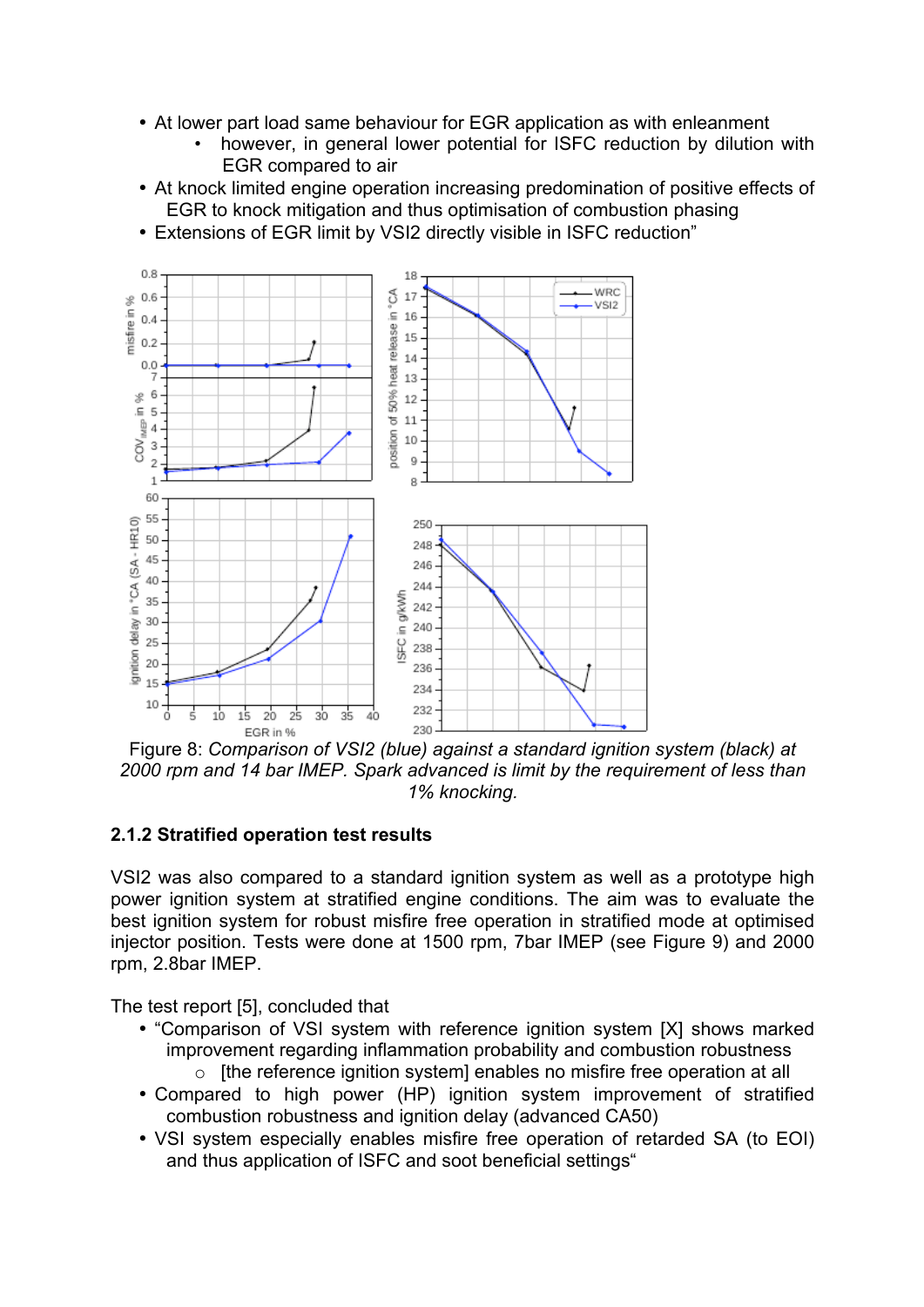- At lower part load same behaviour for EGR application as with enleanment
  - however, in general lower potential for ISFC reduction by dilution with EGR compared to air
- At knock limited engine operation increasing predomination of positive effects of EGR to knock mitigation and thus optimisation of combustion phasing
- Extensions of EGR limit by VSI2 directly visible in ISFC reduction"

Figure 8: *Comparison of VSI2 (blue) against a standard ignition system (black) at 2000 rpm and 14 bar IMEP. Spark advanced is limit by the requirement of less than 1% knocking.*

### 2.1.2 Stratified operation test results

VSI2 was also compared to a standard ignition system as well as a prototype high power ignition system at stratified engine conditions. The aim was to evaluate the best ignition system for robust misfire free operation in stratified mode at optimised injector position. Tests were done at 1500 rpm, 7bar IMEP (see Figure 9) and 2000 rpm, 2.8bar IMEP.

The test report [5], concluded that

- "Comparison of VSI system with reference ignition system [X] shows marked improvement regarding inflammation probability and combustion robustness
  - [the reference ignition system] enables no misfire free operation at all
- Compared to high power (HP) ignition system improvement of stratified combustion robustness and ignition delay (advanced CA50)
- VSI system especially enables misfire free operation of retarded SA (to EOI) and thus application of ISFC and soot beneficial settings"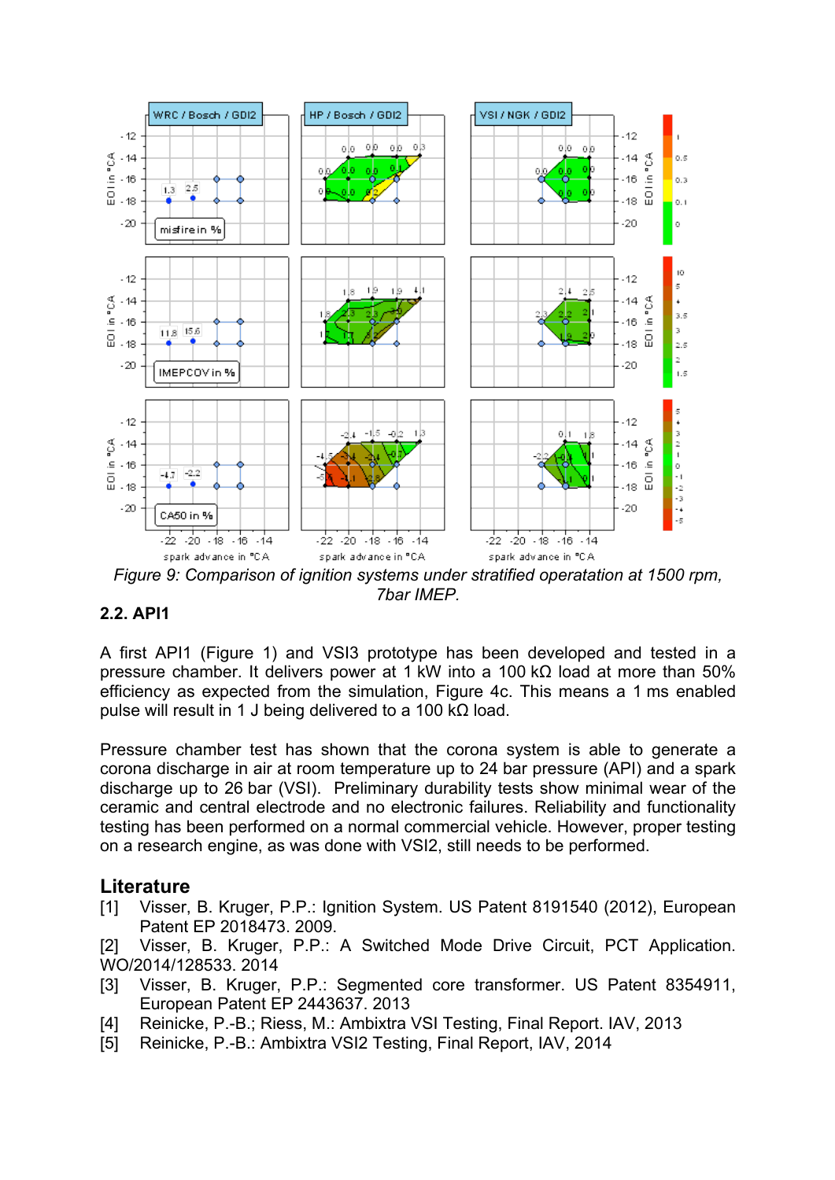*Figure 9: Comparison of ignition systems under stratified operatation at 1500 rpm, 7bar IMEP.*

## 2.2. API1

A first API1 (Figure 1) and VSI3 prototype has been developed and tested in a pressure chamber. It delivers power at 1 kW into a 100 kΩ load at more than 50% efficiency as expected from the simulation, Figure 4c. This means a 1 ms enabled pulse will result in 1 J being delivered to a 100 kΩ load.

Pressure chamber test has shown that the corona system is able to generate a corona discharge in air at room temperature up to 24 bar pressure (API) and a spark discharge up to 26 bar (VSI). Preliminary durability tests show minimal wear of the ceramic and central electrode and no electronic failures. Reliability and functionality testing has been performed on a normal commercial vehicle. However, proper testing on a research engine, as was done with VSI2, still needs to be performed.

## Literature

[1] Visser, B. Kruger, P.P.: Ignition System. US Patent 8191540 (2012), European Patent EP 2018473. 2009.

[2] Visser, B. Kruger, P.P.: A Switched Mode Drive Circuit, PCT Application. WO/2014/128533. 2014

[3] Visser, B. Kruger, P.P.: Segmented core transformer. US Patent 8354911, European Patent EP 2443637. 2013

[4] Reinicke, P.-B.; Riess, M.: Ambixtra VSI Testing, Final Report. IAV, 2013

[5] Reinicke, P.-B.: Ambixtra VSI2 Testing, Final Report, IAV, 2014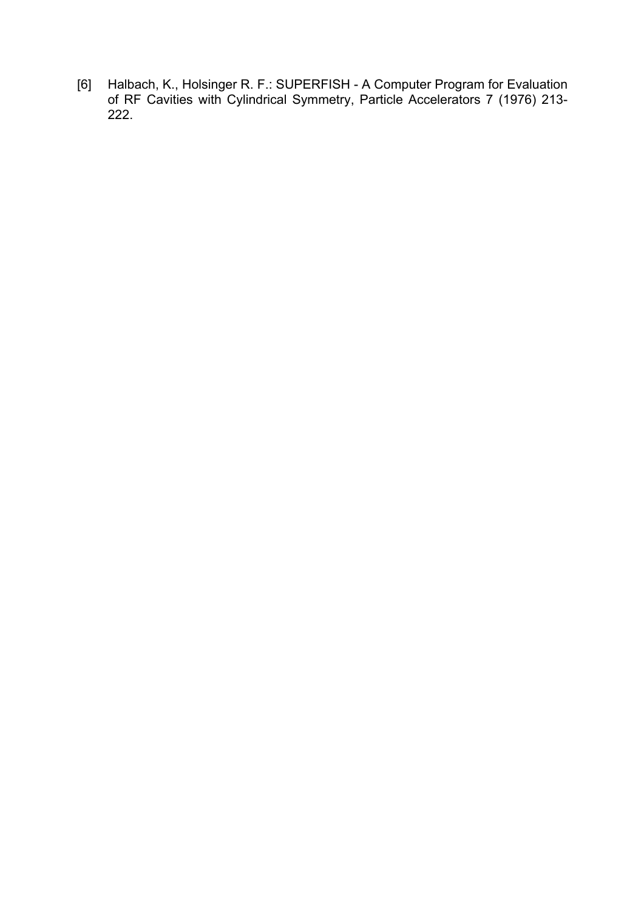[6] Halbach, K., Holsinger R. F.: SUPERFISH - A Computer Program for Evaluation of RF Cavities with Cylindrical Symmetry, Particle Accelerators 7 (1976) 213-222.